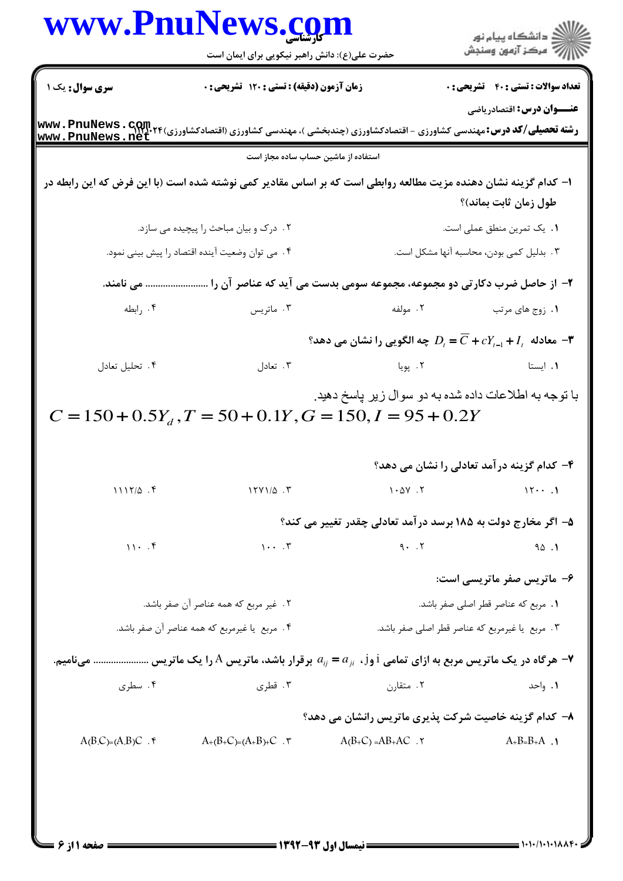کارشناسی

حضرت علی(ع): دانش راهبر نیکویی برای ایمان است

دانشگاه پیام نور
مرکز آزمون وسنجش

**سری سوال:** یک ۱ | **زمان آزمون (دقیقه) : تستی : ۱۲۰ تشریحی : ۰** | **تعداد سوالات : تستی : ۴۰ تشریحی : ۰**

**عنـــوان درس:** اقتصادریاضی

**رشته تحصیلی/کد درس:** مهندسی کشاورزی - اقتصادکشاورزی (چندبخشی )، مهندسی کشاورزی (اقتصادکشاورزی)۱۱۲۱۰۲۴

استفاده از ماشین حساب ساده مجاز است

**۱- کدام گزینه نشان دهنده مزیت مطالعه روابطی است که بر اساس مقادیر کمی نوشته شده است (با این فرض که این رابطه در طول زمان ثابت بماند)؟**

۱. یک تمرین منطق عملی است.

۲. درک و بیان مباحث را پیچیده می سازد.

۳. بدلیل کمی بودن، محاسبه آنها مشکل است.

۴. می توان وضعیت آینده اقتصاد را پیش بینی نمود.

**۲- از حاصل ضرب دکارتی دو مجموعه، مجموعه سومی بدست می آید که عناصر آن را ........................ می نامند.**

۱. زوج های مرتب

۲. مولفه

۳. ماتریس

۴. رابطه

**۳- معادله $D_t = \overline{C} + cY_{t-1} + I_t$ چه الگویی را نشان می دهد؟**

۱. ایستا

۲. پویا

۳. تعادل

۴. تحلیل تعادل

با توجه به اطلاعات داده شده به دو سوال زیر پاسخ دهید.

$$C = 150 + 0.5Y_d , T = 50 + 0.1Y , G = 150 , I = 95 + 0.2Y$$

**۴- کدام گزینه درآمد تعادلی را نشان می دهد؟**

۱. ۱۲۰۰

۲. ۱۰۵۷

۳. ۱۲۷۱/۵

۴. ۱۱۱۲/۵

**۵- اگر مخارج دولت به ۱۸۵ برسد درآمد تعادلی چقدر تغییر می کند؟**

۱. ۹۵

۲. ۹۰

۳. ۱۰۰

۴. ۱۱۰

**۶- ماتریس صفر ماتریسی است:**

۱. مربع که عناصر قطر اصلی صفر باشد.

۲. غیر مربع که همه عناصر آن صفر باشد.

۳. مربع یا غیرمربع که عناصر قطر اصلی صفر باشد.

۴. مربع یا غیرمربع که همه عناصر آن صفر باشد.

**۷- هرگاه در یک ماتریس مربع به ازای تمامی i و j، $a_{ij} = a_{ji}$ برقرار باشد، ماتریس A را یک ماتریس ..................... می‌نامیم.**

۱. واحد

۲. متقارن

۳. قطری

۴. سطری

**۸- کدام گزینه خاصیت شرکت پذیری ماتریس رانشان می دهد؟**

۱. $A+B=B+A$

۲. $A(B+C)=AB+AC$

۳. $A+(B+C)=(A+B)+C$

۴. $A(B.C)=(A.B)C$

نیمسال اول ۹۳-۱۳۹۲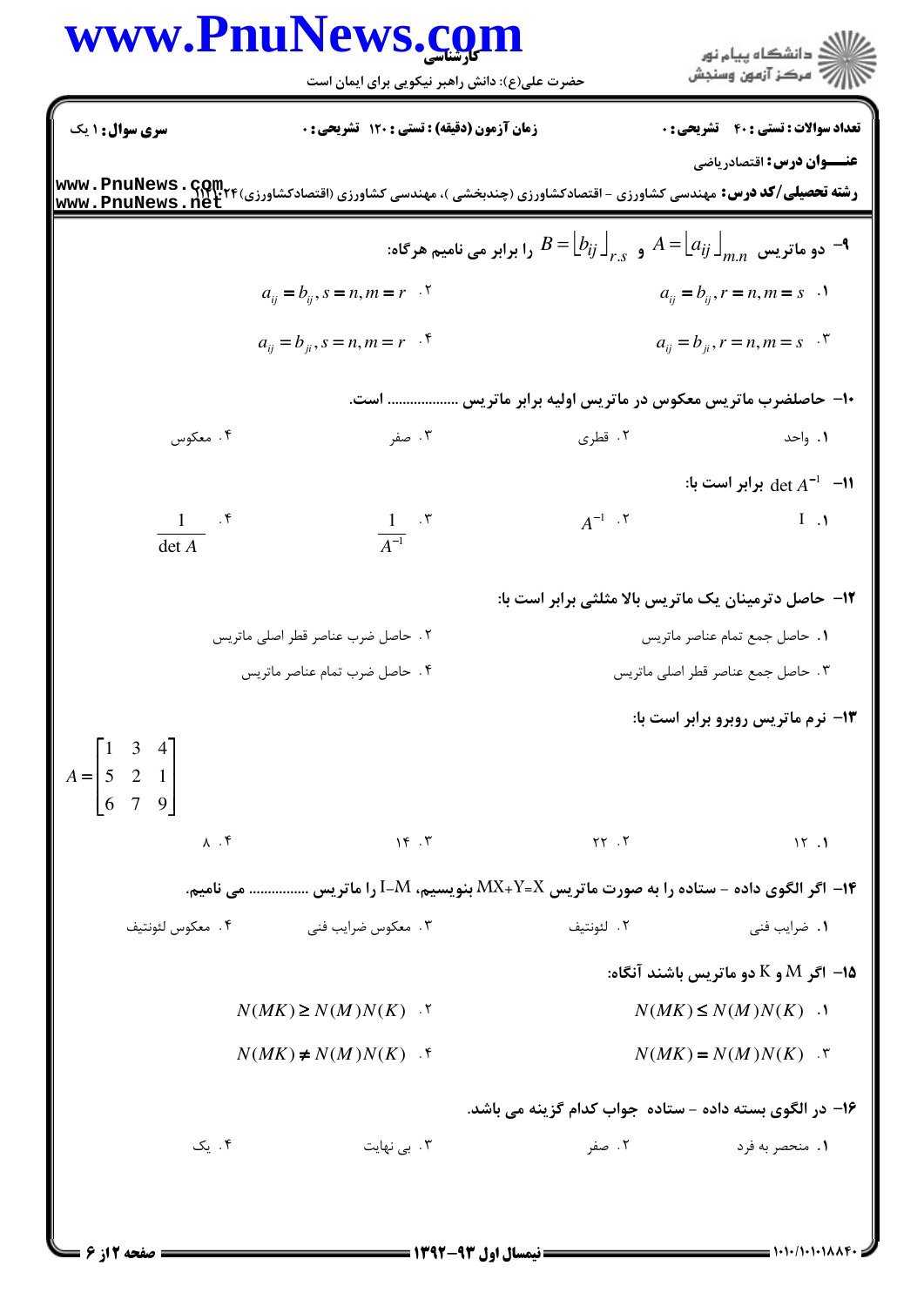**سری سوال:** ۱ یک

**زمان آزمون (دقیقه) : تستی : ۱۲۰ تشریحی : ۰**

**تعداد سوالات : تستی : ۴۰ تشریحی : ۰**

**عنـــوان درس:** اقتصادریاضی

**رشته تحصیلی/کد درس:** مهندسی کشاورزی - اقتصادکشاورزی (چندبخشی )، مهندسی کشاورزی (اقتصادکشاورزی)۱۱۱۱۰۲۴

۹- دو ماتریس $A=\lfloor a_{ij} \rfloor_{m.n}$ و $B=\lfloor b_{ij} \rfloor_{r.s}$ را برابر می نامیم هرگاه:

۱. $a_{ij}=b_{ij}, r=n, m=s$

۲. $a_{ij}=b_{ij}, s=n, m=r$

۳. $a_{ij}=b_{ji}, r=n, m=s$

۴. $a_{ij}=b_{ji}, s=n, m=r$

۱۰- حاصلضرب ماتریس معکوس در ماتریس اولیه برابر ماتریس .................. است.

۱. واحد

۲. قطری

۳. صفر

۴. معکوس

۱۱- $\det A^{-1}$ برابر است با:

۱. $I$

۲. $A^{-1}$

۳. $\dfrac{1}{A^{-1}}$

۴. $\dfrac{1}{\det A}$

۱۲- حاصل دترمینان یک ماتریس بالا مثلثی برابر است با:

۱. حاصل جمع تمام عناصر ماتریس

۲. حاصل ضرب عناصر قطر اصلی ماتریس

۳. حاصل جمع عناصر قطر اصلی ماتریس

۴. حاصل ضرب تمام عناصر ماتریس

۱۳- نرم ماتریس روبرو برابر است با:

$$A=\begin{bmatrix} 1 & 3 & 4 \\ 5 & 2 & 1 \\ 6 & 7 & 9 \end{bmatrix}$$

۱. ۱۲

۲. ۲۲

۳. ۱۴

۴. ۸

۱۴- اگر الگوی داده - ستاده را به صورت ماتریس MX+Y=X بنویسیم، I-M را ماتریس ............... می نامیم.

۱. ضرایب فنی

۲. لئونتیف

۳. معکوس ضرایب فنی

۴. معکوس لئونتیف

۱۵- اگر M و K دو ماتریس باشند آنگاه:

۱. $N(MK)\leq N(M)N(K)$

۲. $N(MK)\geq N(M)N(K)$

۳. $N(MK)=N(M)N(K)$

۴. $N(MK)\neq N(M)N(K)$

۱۶- در الگوی بسته داده - ستاده جواب کدام گزینه می باشد.

۱. منحصر به فرد

۲. صفر

۳. بی نهایت

۴. یک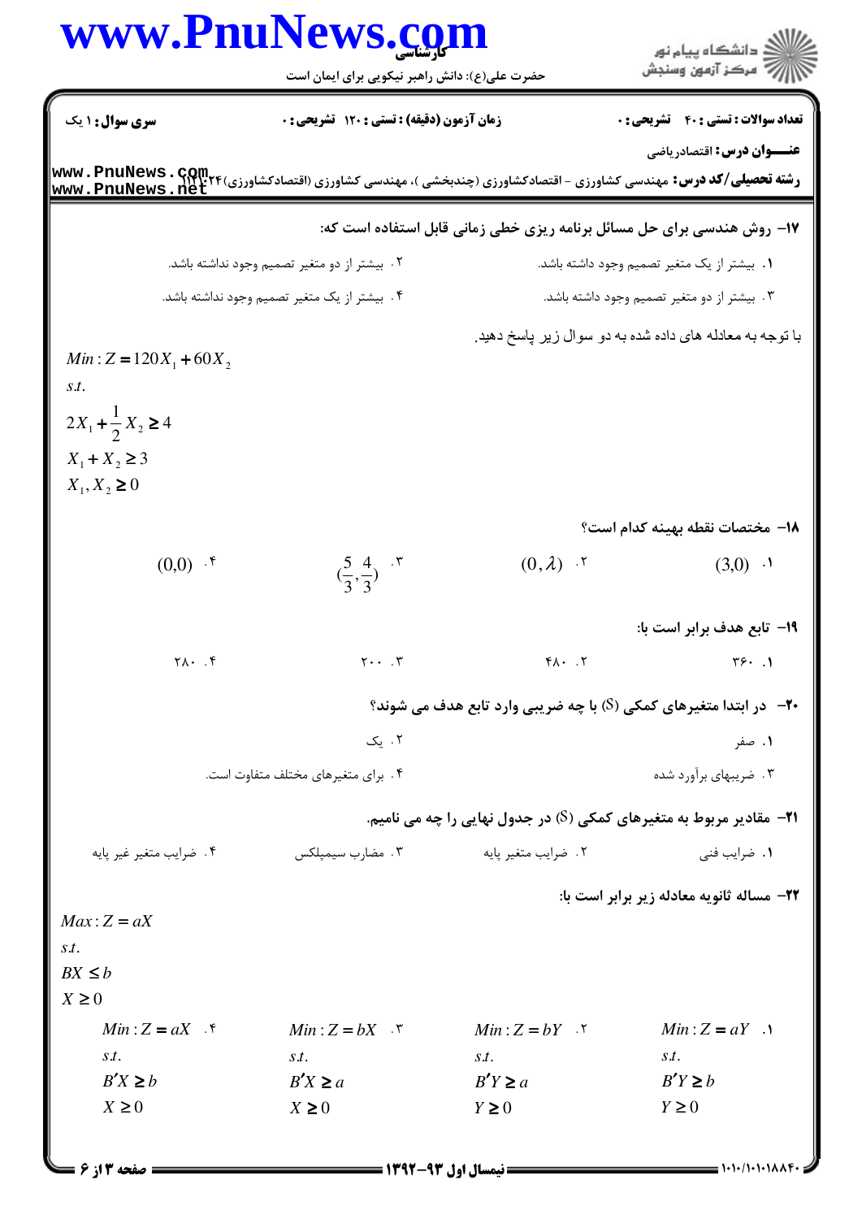**سری سوال:** ۱ یک | **زمان آزمون (دقیقه) : تستی :** ۱۲۰ **تشریحی :** ۰ | **تعداد سوالات : تستی :** ۴۰ **تشریحی :** ۰

**عنـــوان درس:** اقتصادریاضی

**رشته تحصیلی/کد درس:** مهندسی کشاورزی - اقتصادکشاورزی (چندبخشی )، مهندسی کشاورزی (اقتصادکشاورزی)۱۱۲۱۰۲۴

**۱۷- روش هندسی برای حل مسائل برنامه ریزی خطی زمانی قابل استفاده است که:**

۱. بیشتر از یک متغیر تصمیم وجود داشته باشد.

۲. بیشتر از دو متغیر تصمیم وجود نداشته باشد.

۳. بیشتر از دو متغیر تصمیم وجود داشته باشد.

۴. بیشتر از یک متغیر تصمیم وجود نداشته باشد.

با توجه به معادله های داده شده به دو سوال زیر پاسخ دهید.

$$Min: Z = 120X_1 + 60X_2$$
$$s.t.$$
$$2X_1 + \frac{1}{2}X_2 \geq 4$$
$$X_1 + X_2 \geq 3$$
$$X_1, X_2 \geq 0$$

**۱۸- مختصات نقطه بهینه کدام است؟**

۱. $(3,0)$

۲. $(0,\lambda)$

۳. $(\frac{5}{3},\frac{4}{3})$

۴. $(0,0)$

**۱۹- تابع هدف برابر است با:**

۱. ۳۶۰

۲. ۴۸۰

۳. ۲۰۰

۴. ۲۸۰

**۲۰- در ابتدا متغیرهای کمکی (S) با چه ضریبی وارد تابع هدف می شوند؟**

۱. صفر

۲. یک

۳. ضریبهای برآورد شده

۴. برای متغیرهای مختلف متفاوت است.

**۲۱- مقادیر مربوط به متغیرهای کمکی (S) در جدول نهایی را چه می نامیم.**

۱. ضرایب فنی

۲. ضرایب متغیر پایه

۳. مضارب سیمپلکس

۴. ضرایب متغیر غیر پایه

**۲۲- مساله ثانویه معادله زیر برابر است با:**

$$Max: Z = aX$$
$$s.t.$$
$$BX \leq b$$
$$X \geq 0$$

۱. $Min: Z = aY$, $s.t.$ $B'Y \geq b$, $Y \geq 0$

۲. $Min: Z = bY$, $s.t.$ $B'Y \geq a$, $Y \geq 0$

۳. $Min: Z = bX$, $s.t.$ $B'X \geq a$, $X \geq 0$

۴. $Min: Z = aX$, $s.t.$ $B'X \geq b$, $X \geq 0$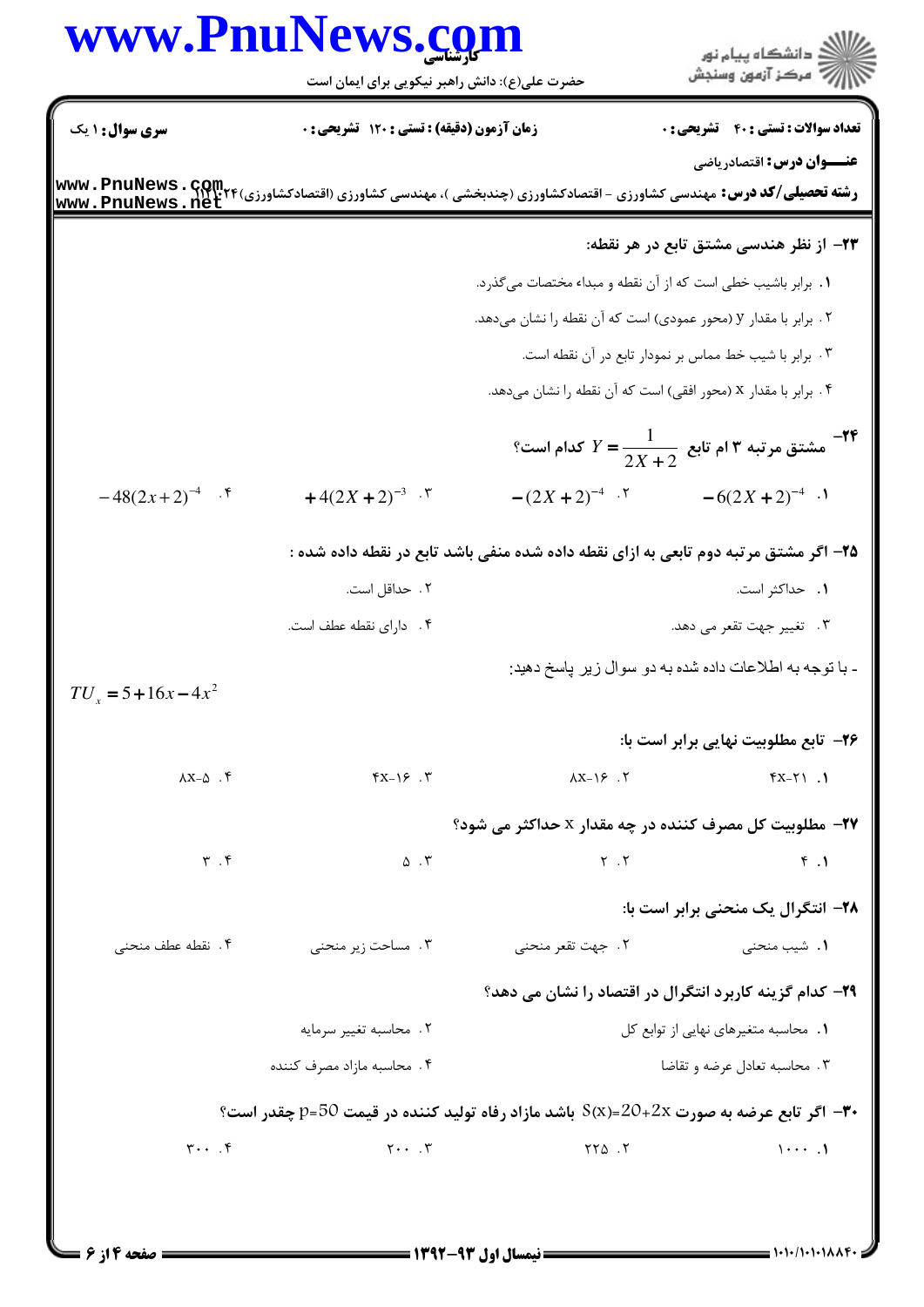**سری سوال:** ۱ یک | **زمان آزمون (دقیقه) : تستی :** ۱۲۰ **تشریحی :** ۰ | **تعداد سوالات : تستی :** ۴۰ **تشریحی :** ۰

**عنـــوان درس:** اقتصادریاضی

**رشته تحصیلی/کد درس:** مهندسی کشاورزی - اقتصادکشاورزی (چندبخشی )، مهندسی کشاورزی (اقتصادکشاورزی)۱۱۲۱۰۲۴

---

**۲۳- از نظر هندسی مشتق تابع در هر نقطه:**

۱. برابر باشیب خطی است که از آن نقطه و مبداء مختصات می‌گذرد.

۲. برابر با مقدار y (محور عمودی) است که آن نقطه را نشان می‌دهد.

۳. برابر با شیب خط مماس بر نمودار تابع در آن نقطه است.

۴. برابر با مقدار x (محور افقی) است که آن نقطه را نشان می‌دهد.

**۲۴- مشتق مرتبه ۳ ام تابع $Y = \dfrac{1}{2X+2}$ کدام است؟**

۱. $-6(2X+2)^{-4}$

۲. $-(2X+2)^{-4}$

۳. $+4(2X+2)^{-3}$

۴. $-48(2x+2)^{-4}$

**۲۵- اگر مشتق مرتبه دوم تابعی به ازای نقطه داده شده منفی باشد تابع در نقطه داده شده :**

۱. حداکثر است.

۲. حداقل است.

۳. تغییر جهت تقعر می دهد.

۴. دارای نقطه عطف است.

- با توجه به اطلاعات داده شده به دو سوال زیر پاسخ دهید:

$$TU_x = 5 + 16x - 4x^2$$

**۲۶- تابع مطلوبیت نهایی برابر است با:**

۱. ۴x-۲۱

۲. ۸x-۱۶

۳. ۴x-۱۶

۴. ۸x-۵

**۲۷- مطلوبیت کل مصرف کننده در چه مقدار x حداکثر می شود؟**

۱. ۴

۲. ۲

۳. ۵

۴. ۳

**۲۸- انتگرال یک منحنی برابر است با:**

۱. شیب منحنی

۲. جهت تقعر منحنی

۳. مساحت زیر منحنی

۴. نقطه عطف منحنی

**۲۹- کدام گزینه کاربرد انتگرال در اقتصاد را نشان می دهد؟**

۱. محاسبه متغیرهای نهایی از توابع کل

۲. محاسبه تغییر سرمایه

۳. محاسبه تعادل عرضه و تقاضا

۴. محاسبه مازاد مصرف کننده

**۳۰- اگر تابع عرضه به صورت S(x)=20+2x باشد مازاد رفاه تولید کننده در قیمت p=50 چقدر است؟**

۱. ۱۰۰۰

۲. ۲۲۵

۳. ۲۰۰

۴. ۳۰۰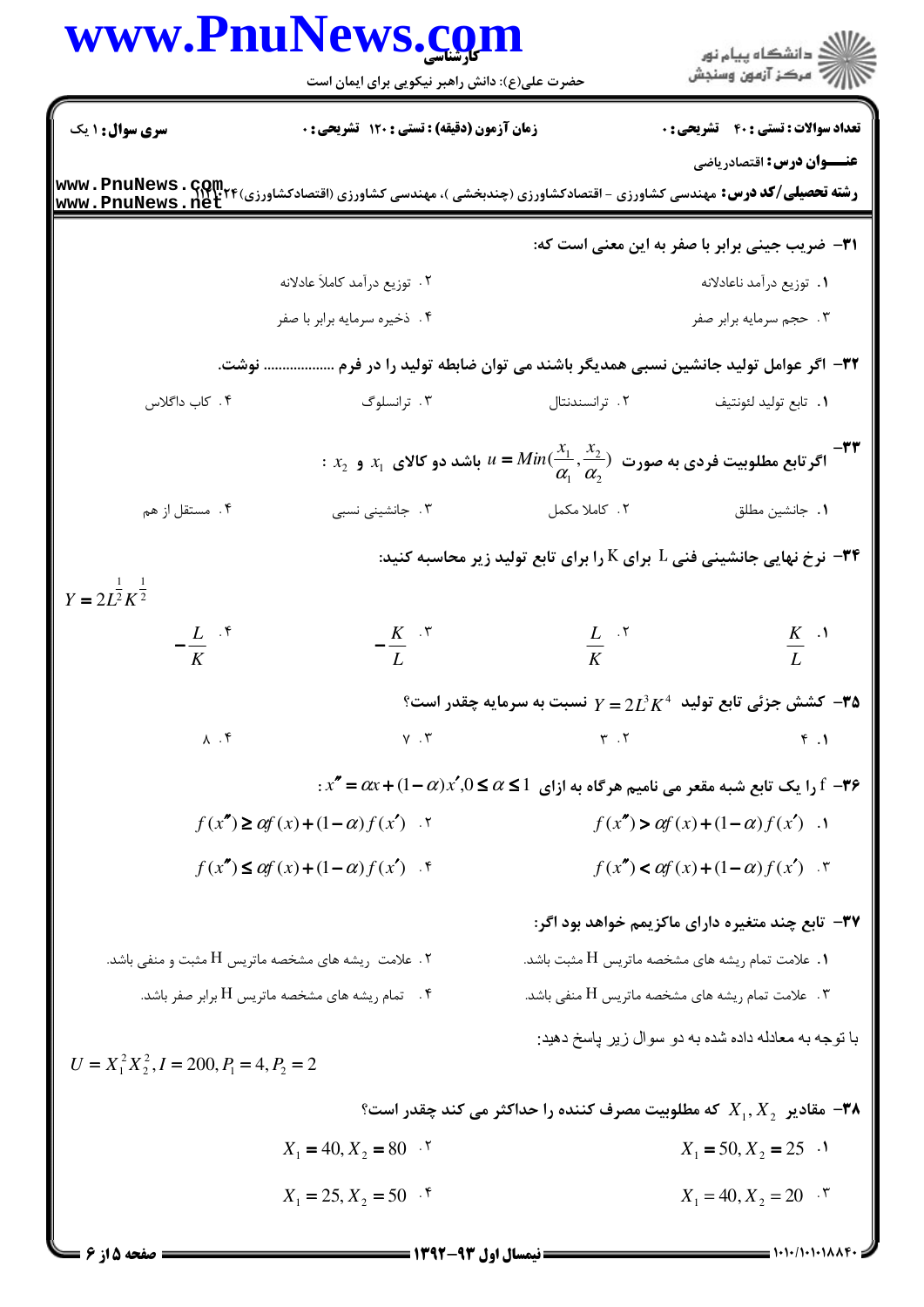**تعداد سوالات : تستی : ۴۰ تشریحی : ۰** **زمان آزمون (دقیقه) : تستی : ۱۲۰ تشریحی : ۰** **سری سوال : ۱ یک**

**عنـــوان درس :** اقتصادریاضی

**رشته تحصیلی/کد درس :** مهندسی کشاورزی - اقتصادکشاورزی (چندبخشی )، مهندسی کشاورزی (اقتصادکشاورزی)۱۱۲۱۰۲۴

**۳۱- ضریب جینی برابر با صفر به این معنی است که:**

۱. توزیع درآمد ناعادلانه

۲. توزیع درآمد کاملاً عادلانه

۳. حجم سرمایه برابر صفر

۴. ذخیره سرمایه برابر با صفر

**۳۲- اگر عوامل تولید جانشین نسبی همدیگر باشند می توان ضابطه تولید را در فرم .................. نوشت.**

۱. تابع تولید لئونتیف

۲. ترانسندنتال

۳. ترانسلوگ

۴. کاب داگلاس

**۳۳- اگر تابع مطلوبیت فردی به صورت $u = Min(\frac{x_1}{\alpha_1}, \frac{x_2}{\alpha_2})$ باشد دو کالای $x_1$ و $x_2$ :**

۱. جانشین مطلق

۲. کاملا مکمل

۳. جانشینی نسبی

۴. مستقل از هم

**۳۴- نرخ نهایی جانشینی فنی L برای K را برای تابع تولید زیر محاسبه کنید:**

$$Y = 2L^{\frac{1}{2}}K^{\frac{1}{2}}$$

۱. $\frac{K}{L}$

۲. $\frac{L}{K}$

۳. $-\frac{K}{L}$

۴. $-\frac{L}{K}$

**۳۵- کشش جزئی تابع تولید $Y = 2L^3K^4$ نسبت به سرمایه چقدر است؟**

۱. ۴

۲. ۳

۳. ۷

۴. ۸

**۳۶- f را یک تابع شبه مقعر می نامیم هرگاه به ازای $0 \le \alpha \le 1$ , $x'' = \alpha x + (1-\alpha)x'$ :**

۱. $f(x'') > \alpha f(x) + (1-\alpha) f(x')$

۲. $f(x'') \ge \alpha f(x) + (1-\alpha) f(x')$

۳. $f(x'') < \alpha f(x) + (1-\alpha) f(x')$

۴. $f(x'') \le \alpha f(x) + (1-\alpha) f(x')$

**۳۷- تابع چند متغیره دارای ماکزیمم خواهد بود اگر:**

۱. علامت تمام ریشه های مشخصه ماتریس H مثبت باشد.

۲. علامت ریشه های مشخصه ماتریس H مثبت و منفی باشد.

۳. علامت تمام ریشه های مشخصه ماتریس H منفی باشد.

۴. تمام ریشه های مشخصه ماتریس H برابر صفر باشد.

با توجه به معادله داده شده به دو سوال زیر پاسخ دهید:

$$U = X_1^2 X_2^2, I = 200, P_1 = 4, P_2 = 2$$

**۳۸- مقادیر $X_1, X_2$ که مطلوبیت مصرف کننده را حداکثر می کند چقدر است؟**

۱. $X_1 = 50, X_2 = 25$

۲. $X_1 = 40, X_2 = 80$

۳. $X_1 = 40, X_2 = 20$

۴. $X_1 = 25, X_2 = 50$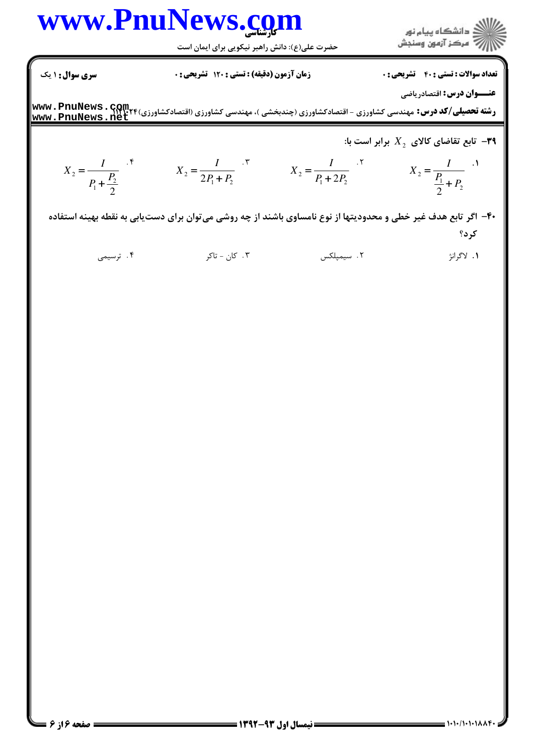**۳۹-** تابع تقاضای کالای $X_2$ برابر است با:

۱. $X_2 = \dfrac{I}{\frac{P_1}{2} + P_2}$

۲. $X_2 = \dfrac{I}{P_1 + 2P_2}$

۳. $X_2 = \dfrac{I}{2P_1 + P_2}$

۴. $X_2 = \dfrac{I}{P_1 + \frac{P_2}{2}}$

**۴۰-** اگر تابع هدف غیر خطی و محدودیتها از نوع نامساوی باشند از چه روشی می‌توان برای دست‌یابی به نقطه بهینه استفاده کرد؟

۱. لاگرانژ

۲. سیمپلکس

۳. کان - تاکر

۴. ترسیمی